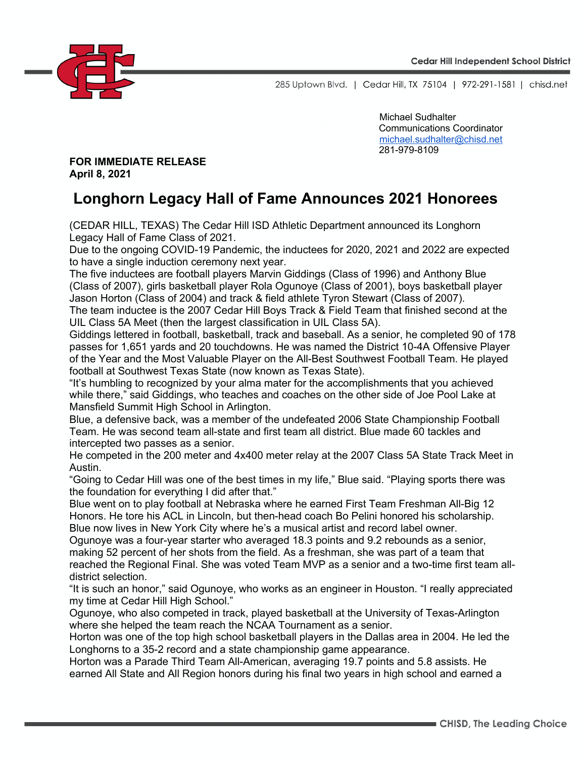Cedar Hill Independent School District

285 Uptown Blvd. | Cedar Hill, TX 75104 | 972-291-1581 | chisd.net

Michael Sudhalter
Communications Coordinator
michael.sudhalter@chisd.net
281-979-8109

**FOR IMMEDIATE RELEASE**
**April 8, 2021**

# Longhorn Legacy Hall of Fame Announces 2021 Honorees

(CEDAR HILL, TEXAS) The Cedar Hill ISD Athletic Department announced its Longhorn Legacy Hall of Fame Class of 2021.

Due to the ongoing COVID-19 Pandemic, the inductees for 2020, 2021 and 2022 are expected to have a single induction ceremony next year.

The five inductees are football players Marvin Giddings (Class of 1996) and Anthony Blue (Class of 2007), girls basketball player Rola Ogunoye (Class of 2001), boys basketball player Jason Horton (Class of 2004) and track & field athlete Tyron Stewart (Class of 2007).

The team inductee is the 2007 Cedar Hill Boys Track & Field Team that finished second at the UIL Class 5A Meet (then the largest classification in UIL Class 5A).

Giddings lettered in football, basketball, track and baseball. As a senior, he completed 90 of 178 passes for 1,651 yards and 20 touchdowns. He was named the District 10-4A Offensive Player of the Year and the Most Valuable Player on the All-Best Southwest Football Team. He played football at Southwest Texas State (now known as Texas State).

"It's humbling to recognized by your alma mater for the accomplishments that you achieved while there," said Giddings, who teaches and coaches on the other side of Joe Pool Lake at Mansfield Summit High School in Arlington.

Blue, a defensive back, was a member of the undefeated 2006 State Championship Football Team. He was second team all-state and first team all district. Blue made 60 tackles and intercepted two passes as a senior.

He competed in the 200 meter and 4x400 meter relay at the 2007 Class 5A State Track Meet in Austin.

"Going to Cedar Hill was one of the best times in my life," Blue said. "Playing sports there was the foundation for everything I did after that."

Blue went on to play football at Nebraska where he earned First Team Freshman All-Big 12 Honors. He tore his ACL in Lincoln, but then-head coach Bo Pelini honored his scholarship. Blue now lives in New York City where he's a musical artist and record label owner.

Ogunoye was a four-year starter who averaged 18.3 points and 9.2 rebounds as a senior, making 52 percent of her shots from the field. As a freshman, she was part of a team that reached the Regional Final. She was voted Team MVP as a senior and a two-time first team all-district selection.

"It is such an honor," said Ogunoye, who works as an engineer in Houston. "I really appreciated my time at Cedar Hill High School."

Ogunoye, who also competed in track, played basketball at the University of Texas-Arlington where she helped the team reach the NCAA Tournament as a senior.

Horton was one of the top high school basketball players in the Dallas area in 2004. He led the Longhorns to a 35-2 record and a state championship game appearance.

Horton was a Parade Third Team All-American, averaging 19.7 points and 5.8 assists. He earned All State and All Region honors during his final two years in high school and earned a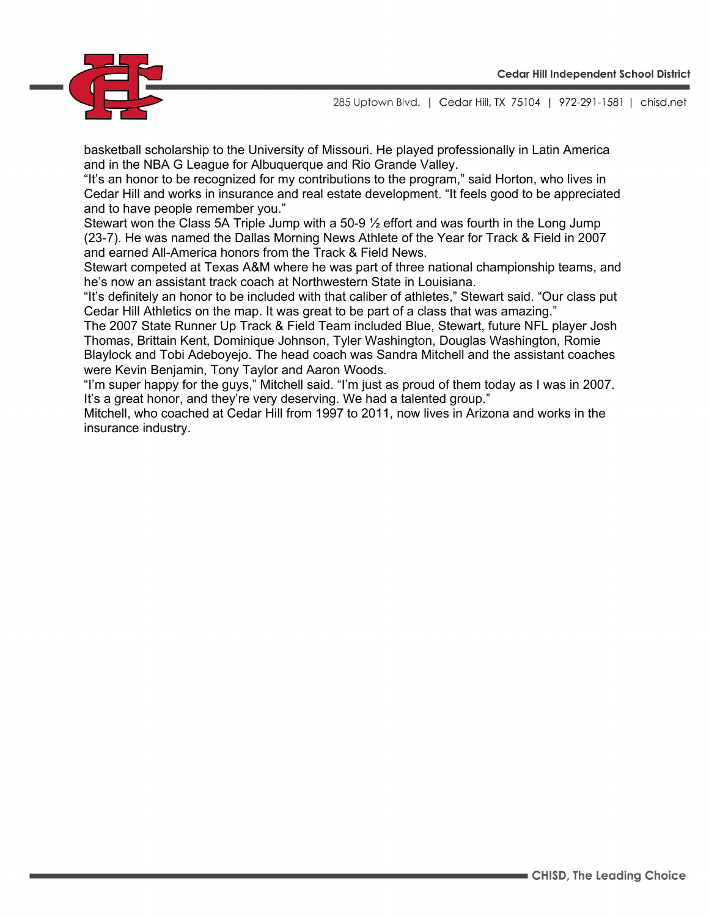basketball scholarship to the University of Missouri. He played professionally in Latin America and in the NBA G League for Albuquerque and Rio Grande Valley.

“It’s an honor to be recognized for my contributions to the program,” said Horton, who lives in Cedar Hill and works in insurance and real estate development. “It feels good to be appreciated and to have people remember you.”

Stewart won the Class 5A Triple Jump with a 50-9 ½ effort and was fourth in the Long Jump (23-7). He was named the Dallas Morning News Athlete of the Year for Track & Field in 2007 and earned All-America honors from the Track & Field News.

Stewart competed at Texas A&M where he was part of three national championship teams, and he’s now an assistant track coach at Northwestern State in Louisiana.

“It’s definitely an honor to be included with that caliber of athletes,” Stewart said. “Our class put Cedar Hill Athletics on the map. It was great to be part of a class that was amazing.”

The 2007 State Runner Up Track & Field Team included Blue, Stewart, future NFL player Josh Thomas, Brittain Kent, Dominique Johnson, Tyler Washington, Douglas Washington, Romie Blaylock and Tobi Adeboyejo. The head coach was Sandra Mitchell and the assistant coaches were Kevin Benjamin, Tony Taylor and Aaron Woods.

“I’m super happy for the guys,” Mitchell said. “I’m just as proud of them today as I was in 2007. It’s a great honor, and they’re very deserving. We had a talented group.”

Mitchell, who coached at Cedar Hill from 1997 to 2011, now lives in Arizona and works in the insurance industry.